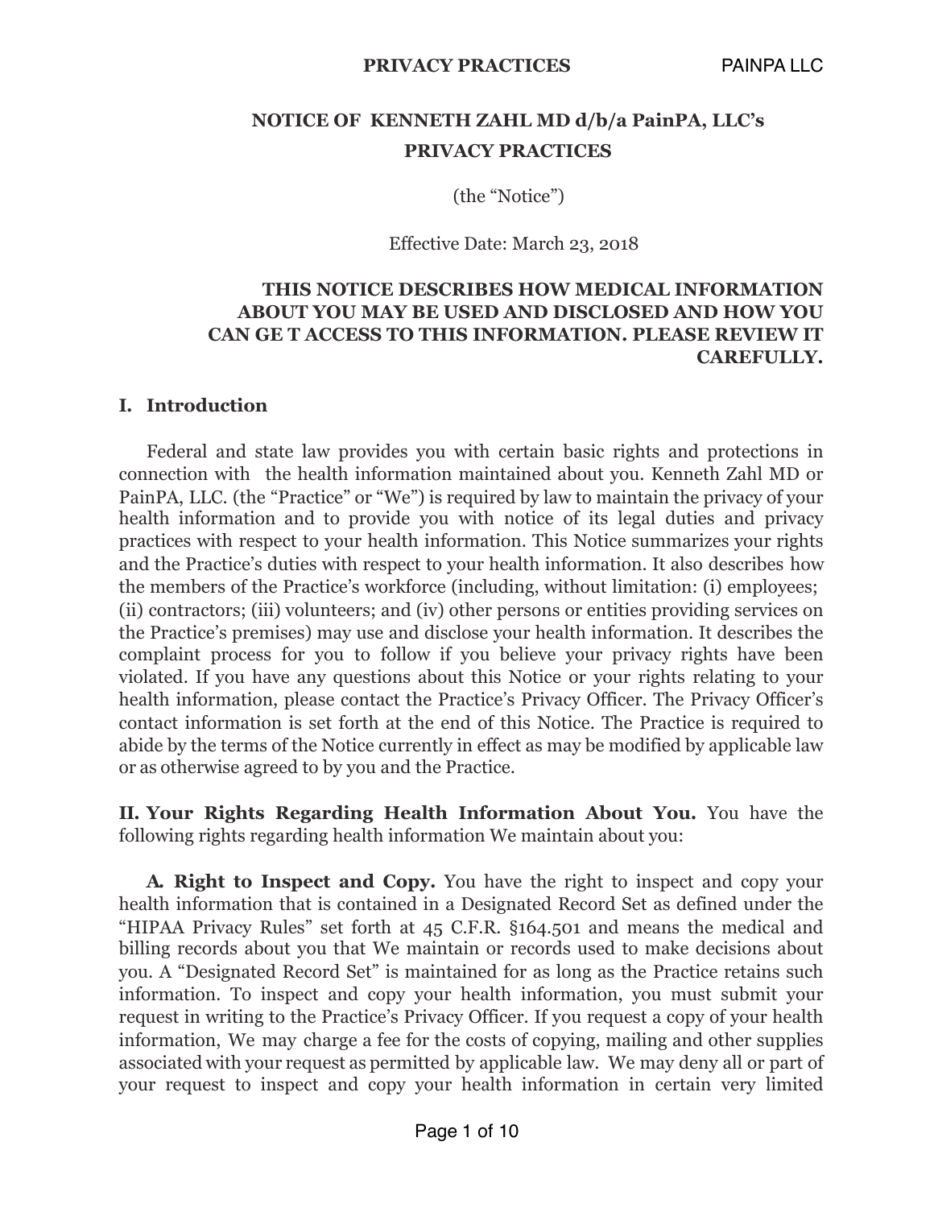# NOTICE OF KENNETH ZAHL MD d/b/a PainPA, LLC's PRIVACY PRACTICES

(the "Notice")

Effective Date: March 23, 2018

**THIS NOTICE DESCRIBES HOW MEDICAL INFORMATION ABOUT YOU MAY BE USED AND DISCLOSED AND HOW YOU CAN GE T ACCESS TO THIS INFORMATION. PLEASE REVIEW IT CAREFULLY.**

## I. Introduction

Federal and state law provides you with certain basic rights and protections in connection with the health information maintained about you. Kenneth Zahl MD or PainPA, LLC. (the "Practice" or "We") is required by law to maintain the privacy of your health information and to provide you with notice of its legal duties and privacy practices with respect to your health information. This Notice summarizes your rights and the Practice's duties with respect to your health information. It also describes how the members of the Practice's workforce (including, without limitation: (i) employees; (ii) contractors; (iii) volunteers; and (iv) other persons or entities providing services on the Practice's premises) may use and disclose your health information. It describes the complaint process for you to follow if you believe your privacy rights have been violated. If you have any questions about this Notice or your rights relating to your health information, please contact the Practice's Privacy Officer. The Privacy Officer's contact information is set forth at the end of this Notice. The Practice is required to abide by the terms of the Notice currently in effect as may be modified by applicable law or as otherwise agreed to by you and the Practice.

**II. Your Rights Regarding Health Information About You.** You have the following rights regarding health information We maintain about you:

**A. Right to Inspect and Copy.** You have the right to inspect and copy your health information that is contained in a Designated Record Set as defined under the "HIPAA Privacy Rules" set forth at 45 C.F.R. §164.501 and means the medical and billing records about you that We maintain or records used to make decisions about you. A "Designated Record Set" is maintained for as long as the Practice retains such information. To inspect and copy your health information, you must submit your request in writing to the Practice's Privacy Officer. If you request a copy of your health information, We may charge a fee for the costs of copying, mailing and other supplies associated with your request as permitted by applicable law. We may deny all or part of your request to inspect and copy your health information in certain very limited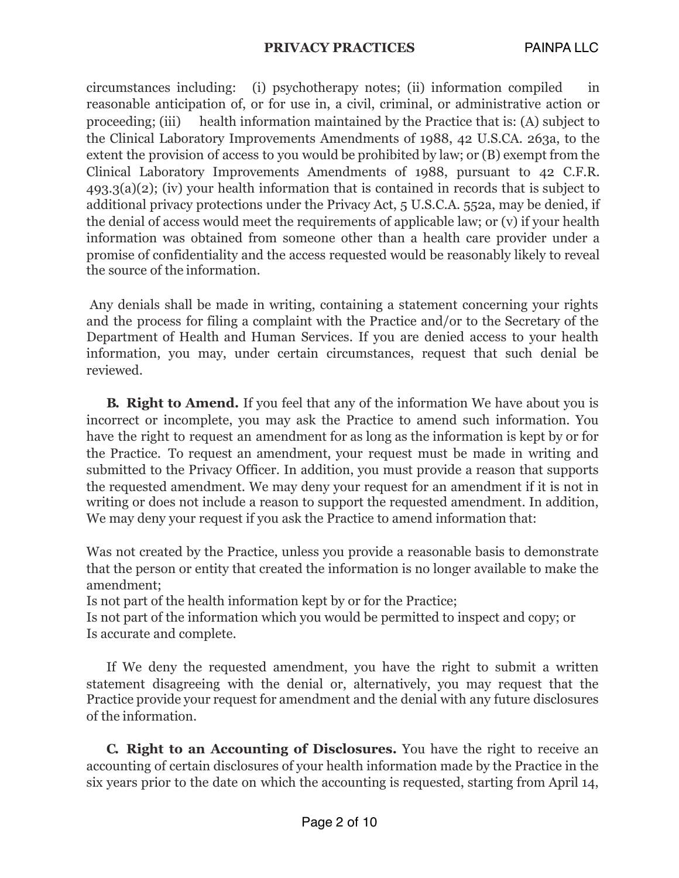circumstances including: (i) psychotherapy notes; (ii) information compiled in reasonable anticipation of, or for use in, a civil, criminal, or administrative action or proceeding; (iii) health information maintained by the Practice that is: (A) subject to the Clinical Laboratory Improvements Amendments of 1988, 42 U.S.CA. 263a, to the extent the provision of access to you would be prohibited by law; or (B) exempt from the Clinical Laboratory Improvements Amendments of 1988, pursuant to 42 C.F.R. 493.3(a)(2); (iv) your health information that is contained in records that is subject to additional privacy protections under the Privacy Act, 5 U.S.C.A. 552a, may be denied, if the denial of access would meet the requirements of applicable law; or (v) if your health information was obtained from someone other than a health care provider under a promise of confidentiality and the access requested would be reasonably likely to reveal the source of the information.

Any denials shall be made in writing, containing a statement concerning your rights and the process for filing a complaint with the Practice and/or to the Secretary of the Department of Health and Human Services. If you are denied access to your health information, you may, under certain circumstances, request that such denial be reviewed.

**B. Right to Amend.** If you feel that any of the information We have about you is incorrect or incomplete, you may ask the Practice to amend such information. You have the right to request an amendment for as long as the information is kept by or for the Practice. To request an amendment, your request must be made in writing and submitted to the Privacy Officer. In addition, you must provide a reason that supports the requested amendment. We may deny your request for an amendment if it is not in writing or does not include a reason to support the requested amendment. In addition, We may deny your request if you ask the Practice to amend information that:

Was not created by the Practice, unless you provide a reasonable basis to demonstrate that the person or entity that created the information is no longer available to make the amendment;
Is not part of the health information kept by or for the Practice;
Is not part of the information which you would be permitted to inspect and copy; or
Is accurate and complete.

If We deny the requested amendment, you have the right to submit a written statement disagreeing with the denial or, alternatively, you may request that the Practice provide your request for amendment and the denial with any future disclosures of the information.

**C. Right to an Accounting of Disclosures.** You have the right to receive an accounting of certain disclosures of your health information made by the Practice in the six years prior to the date on which the accounting is requested, starting from April 14,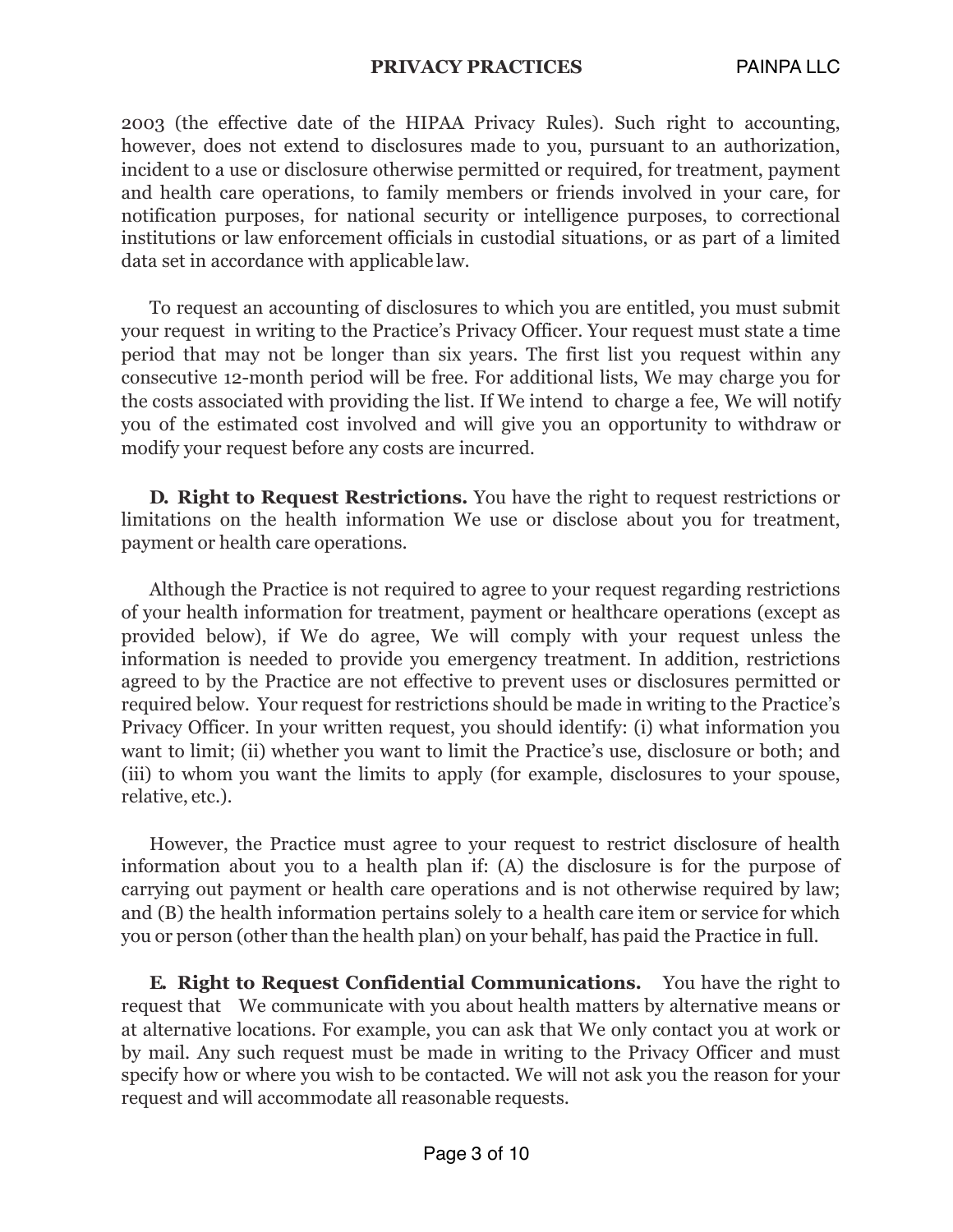2003 (the effective date of the HIPAA Privacy Rules). Such right to accounting, however, does not extend to disclosures made to you, pursuant to an authorization, incident to a use or disclosure otherwise permitted or required, for treatment, payment and health care operations, to family members or friends involved in your care, for notification purposes, for national security or intelligence purposes, to correctional institutions or law enforcement officials in custodial situations, or as part of a limited data set in accordance with applicable law.

To request an accounting of disclosures to which you are entitled, you must submit your request in writing to the Practice's Privacy Officer. Your request must state a time period that may not be longer than six years. The first list you request within any consecutive 12-month period will be free. For additional lists, We may charge you for the costs associated with providing the list. If We intend to charge a fee, We will notify you of the estimated cost involved and will give you an opportunity to withdraw or modify your request before any costs are incurred.

**D. Right to Request Restrictions.** You have the right to request restrictions or limitations on the health information We use or disclose about you for treatment, payment or health care operations.

Although the Practice is not required to agree to your request regarding restrictions of your health information for treatment, payment or healthcare operations (except as provided below), if We do agree, We will comply with your request unless the information is needed to provide you emergency treatment. In addition, restrictions agreed to by the Practice are not effective to prevent uses or disclosures permitted or required below. Your request for restrictions should be made in writing to the Practice's Privacy Officer. In your written request, you should identify: (i) what information you want to limit; (ii) whether you want to limit the Practice's use, disclosure or both; and (iii) to whom you want the limits to apply (for example, disclosures to your spouse, relative, etc.).

However, the Practice must agree to your request to restrict disclosure of health information about you to a health plan if: (A) the disclosure is for the purpose of carrying out payment or health care operations and is not otherwise required by law; and (B) the health information pertains solely to a health care item or service for which you or person (other than the health plan) on your behalf, has paid the Practice in full.

**E. Right to Request Confidential Communications.** You have the right to request that We communicate with you about health matters by alternative means or at alternative locations. For example, you can ask that We only contact you at work or by mail. Any such request must be made in writing to the Privacy Officer and must specify how or where you wish to be contacted. We will not ask you the reason for your request and will accommodate all reasonable requests.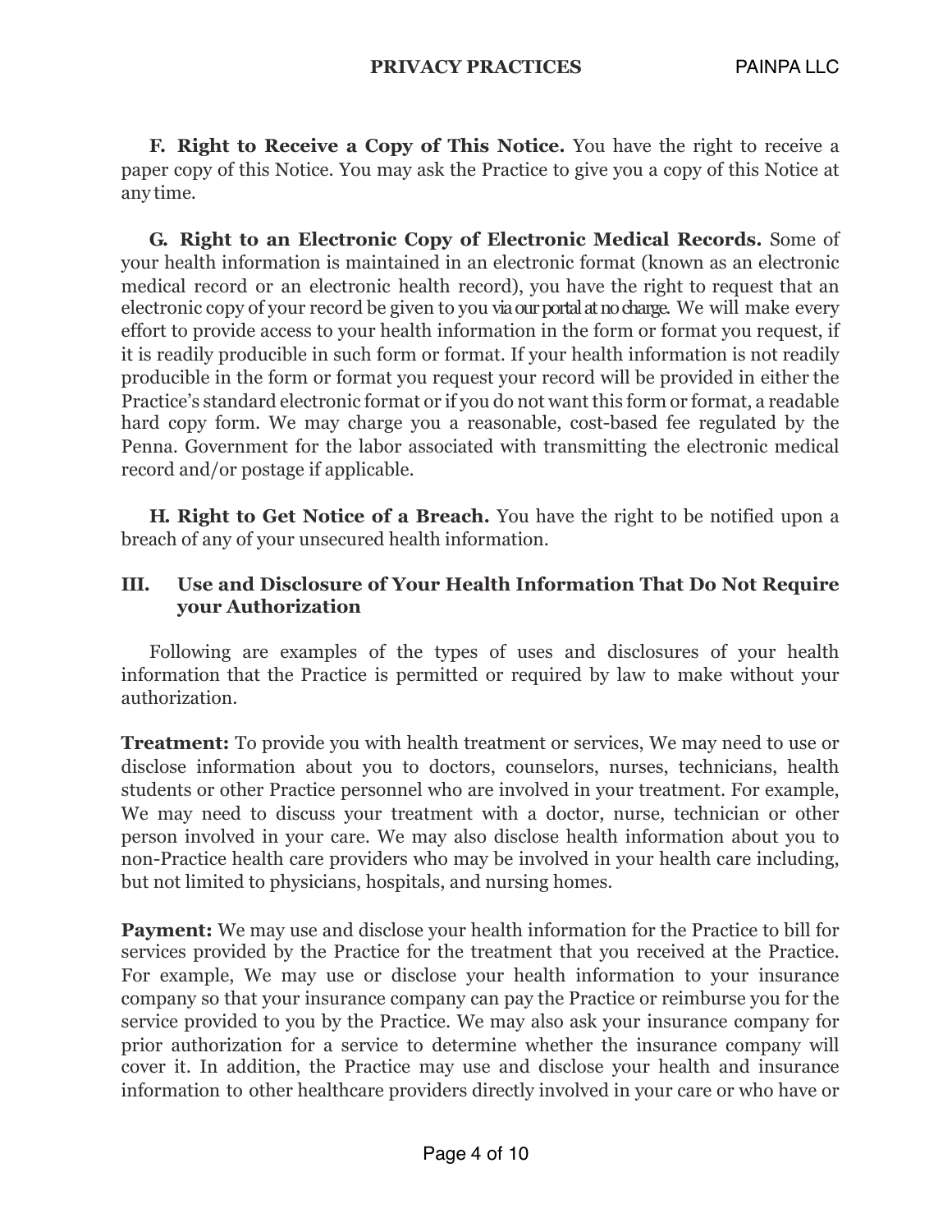**F. Right to Receive a Copy of This Notice.** You have the right to receive a paper copy of this Notice. You may ask the Practice to give you a copy of this Notice at any time.

**G. Right to an Electronic Copy of Electronic Medical Records.** Some of your health information is maintained in an electronic format (known as an electronic medical record or an electronic health record), you have the right to request that an electronic copy of your record be given to you via our portal at no charge. We will make every effort to provide access to your health information in the form or format you request, if it is readily producible in such form or format. If your health information is not readily producible in the form or format you request your record will be provided in either the Practice's standard electronic format or if you do not want this form or format, a readable hard copy form. We may charge you a reasonable, cost-based fee regulated by the Penna. Government for the labor associated with transmitting the electronic medical record and/or postage if applicable.

**H. Right to Get Notice of a Breach.** You have the right to be notified upon a breach of any of your unsecured health information.

## III. Use and Disclosure of Your Health Information That Do Not Require your Authorization

Following are examples of the types of uses and disclosures of your health information that the Practice is permitted or required by law to make without your authorization.

**Treatment:** To provide you with health treatment or services, We may need to use or disclose information about you to doctors, counselors, nurses, technicians, health students or other Practice personnel who are involved in your treatment. For example, We may need to discuss your treatment with a doctor, nurse, technician or other person involved in your care. We may also disclose health information about you to non-Practice health care providers who may be involved in your health care including, but not limited to physicians, hospitals, and nursing homes.

**Payment:** We may use and disclose your health information for the Practice to bill for services provided by the Practice for the treatment that you received at the Practice. For example, We may use or disclose your health information to your insurance company so that your insurance company can pay the Practice or reimburse you for the service provided to you by the Practice. We may also ask your insurance company for prior authorization for a service to determine whether the insurance company will cover it. In addition, the Practice may use and disclose your health and insurance information to other healthcare providers directly involved in your care or who have or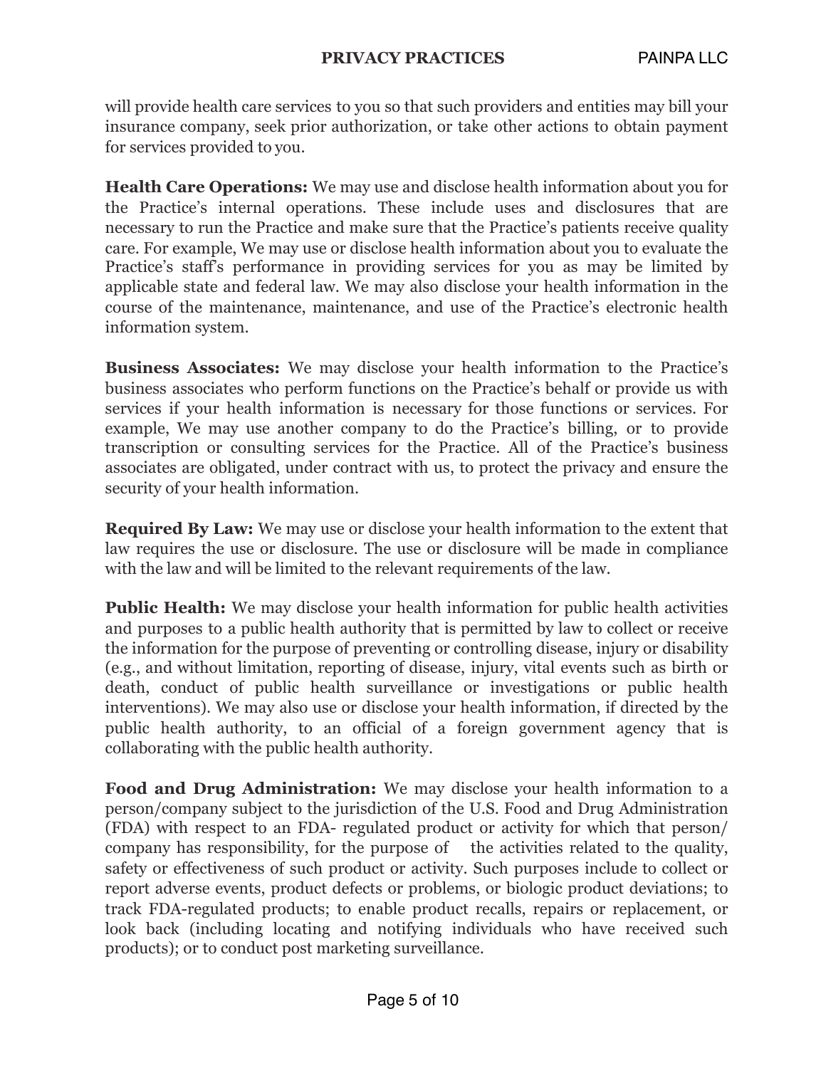will provide health care services to you so that such providers and entities may bill your insurance company, seek prior authorization, or take other actions to obtain payment for services provided to you.

**Health Care Operations:** We may use and disclose health information about you for the Practice's internal operations. These include uses and disclosures that are necessary to run the Practice and make sure that the Practice's patients receive quality care. For example, We may use or disclose health information about you to evaluate the Practice's staff's performance in providing services for you as may be limited by applicable state and federal law. We may also disclose your health information in the course of the maintenance, maintenance, and use of the Practice's electronic health information system.

**Business Associates:** We may disclose your health information to the Practice's business associates who perform functions on the Practice's behalf or provide us with services if your health information is necessary for those functions or services. For example, We may use another company to do the Practice's billing, or to provide transcription or consulting services for the Practice. All of the Practice's business associates are obligated, under contract with us, to protect the privacy and ensure the security of your health information.

**Required By Law:** We may use or disclose your health information to the extent that law requires the use or disclosure. The use or disclosure will be made in compliance with the law and will be limited to the relevant requirements of the law.

**Public Health:** We may disclose your health information for public health activities and purposes to a public health authority that is permitted by law to collect or receive the information for the purpose of preventing or controlling disease, injury or disability (e.g., and without limitation, reporting of disease, injury, vital events such as birth or death, conduct of public health surveillance or investigations or public health interventions). We may also use or disclose your health information, if directed by the public health authority, to an official of a foreign government agency that is collaborating with the public health authority.

**Food and Drug Administration:** We may disclose your health information to a person/company subject to the jurisdiction of the U.S. Food and Drug Administration (FDA) with respect to an FDA- regulated product or activity for which that person/ company has responsibility, for the purpose of the activities related to the quality, safety or effectiveness of such product or activity. Such purposes include to collect or report adverse events, product defects or problems, or biologic product deviations; to track FDA-regulated products; to enable product recalls, repairs or replacement, or look back (including locating and notifying individuals who have received such products); or to conduct post marketing surveillance.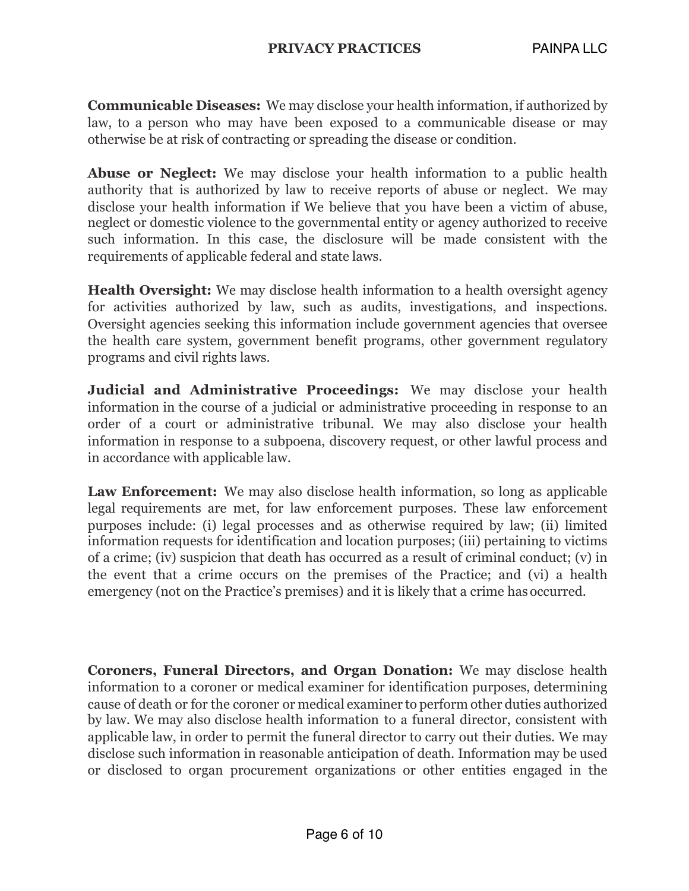**Communicable Diseases:** We may disclose your health information, if authorized by law, to a person who may have been exposed to a communicable disease or may otherwise be at risk of contracting or spreading the disease or condition.

**Abuse or Neglect:** We may disclose your health information to a public health authority that is authorized by law to receive reports of abuse or neglect. We may disclose your health information if We believe that you have been a victim of abuse, neglect or domestic violence to the governmental entity or agency authorized to receive such information. In this case, the disclosure will be made consistent with the requirements of applicable federal and state laws.

**Health Oversight:** We may disclose health information to a health oversight agency for activities authorized by law, such as audits, investigations, and inspections. Oversight agencies seeking this information include government agencies that oversee the health care system, government benefit programs, other government regulatory programs and civil rights laws.

**Judicial and Administrative Proceedings:** We may disclose your health information in the course of a judicial or administrative proceeding in response to an order of a court or administrative tribunal. We may also disclose your health information in response to a subpoena, discovery request, or other lawful process and in accordance with applicable law.

**Law Enforcement:** We may also disclose health information, so long as applicable legal requirements are met, for law enforcement purposes. These law enforcement purposes include: (i) legal processes and as otherwise required by law; (ii) limited information requests for identification and location purposes; (iii) pertaining to victims of a crime; (iv) suspicion that death has occurred as a result of criminal conduct; (v) in the event that a crime occurs on the premises of the Practice; and (vi) a health emergency (not on the Practice's premises) and it is likely that a crime has occurred.

**Coroners, Funeral Directors, and Organ Donation:** We may disclose health information to a coroner or medical examiner for identification purposes, determining cause of death or for the coroner or medical examiner to perform other duties authorized by law. We may also disclose health information to a funeral director, consistent with applicable law, in order to permit the funeral director to carry out their duties. We may disclose such information in reasonable anticipation of death. Information may be used or disclosed to organ procurement organizations or other entities engaged in the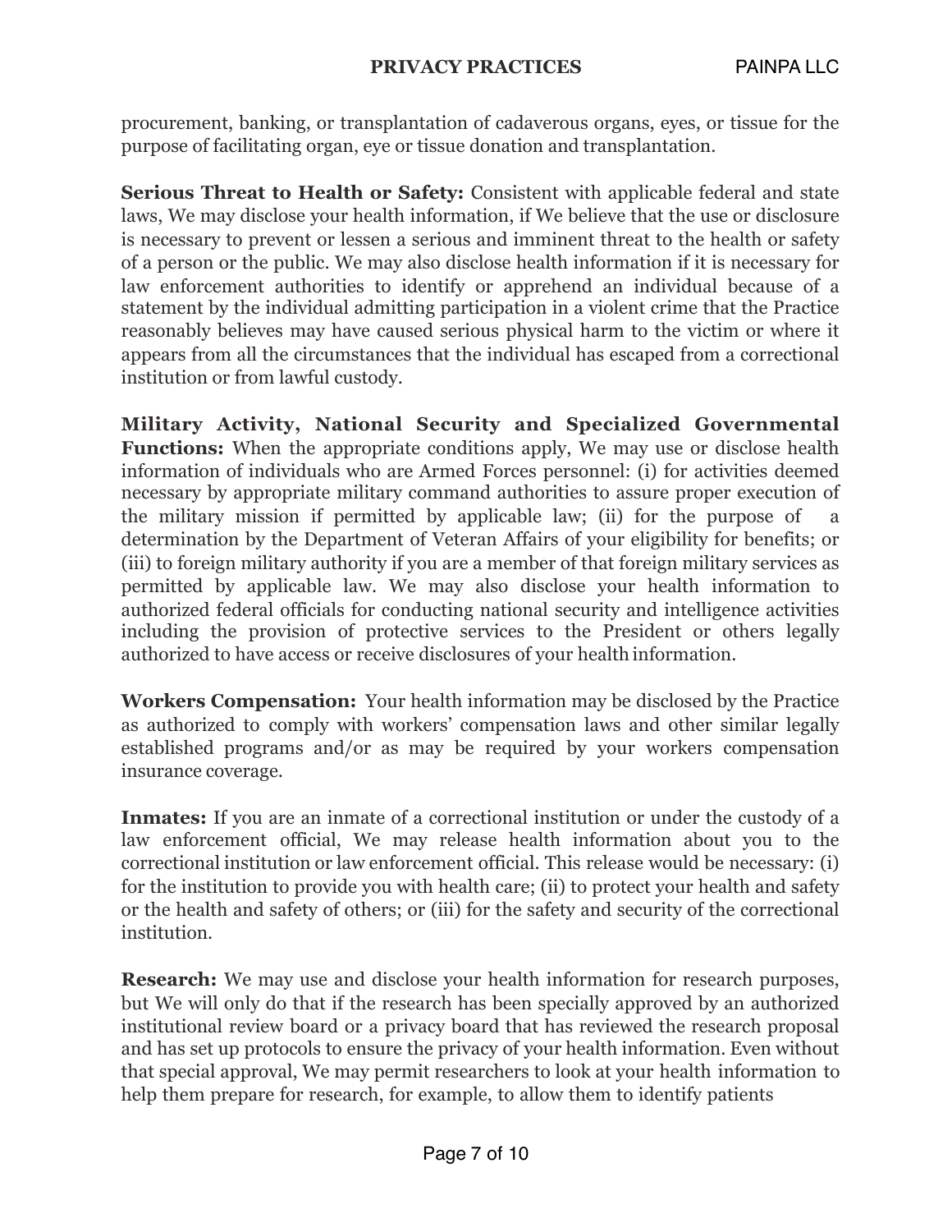procurement, banking, or transplantation of cadaverous organs, eyes, or tissue for the purpose of facilitating organ, eye or tissue donation and transplantation.

**Serious Threat to Health or Safety:** Consistent with applicable federal and state laws, We may disclose your health information, if We believe that the use or disclosure is necessary to prevent or lessen a serious and imminent threat to the health or safety of a person or the public. We may also disclose health information if it is necessary for law enforcement authorities to identify or apprehend an individual because of a statement by the individual admitting participation in a violent crime that the Practice reasonably believes may have caused serious physical harm to the victim or where it appears from all the circumstances that the individual has escaped from a correctional institution or from lawful custody.

**Military Activity, National Security and Specialized Governmental Functions:** When the appropriate conditions apply, We may use or disclose health information of individuals who are Armed Forces personnel: (i) for activities deemed necessary by appropriate military command authorities to assure proper execution of the military mission if permitted by applicable law; (ii) for the purpose of a determination by the Department of Veteran Affairs of your eligibility for benefits; or (iii) to foreign military authority if you are a member of that foreign military services as permitted by applicable law. We may also disclose your health information to authorized federal officials for conducting national security and intelligence activities including the provision of protective services to the President or others legally authorized to have access or receive disclosures of your health information.

**Workers Compensation:** Your health information may be disclosed by the Practice as authorized to comply with workers' compensation laws and other similar legally established programs and/or as may be required by your workers compensation insurance coverage.

**Inmates:** If you are an inmate of a correctional institution or under the custody of a law enforcement official, We may release health information about you to the correctional institution or law enforcement official. This release would be necessary: (i) for the institution to provide you with health care; (ii) to protect your health and safety or the health and safety of others; or (iii) for the safety and security of the correctional institution.

**Research:** We may use and disclose your health information for research purposes, but We will only do that if the research has been specially approved by an authorized institutional review board or a privacy board that has reviewed the research proposal and has set up protocols to ensure the privacy of your health information. Even without that special approval, We may permit researchers to look at your health information to help them prepare for research, for example, to allow them to identify patients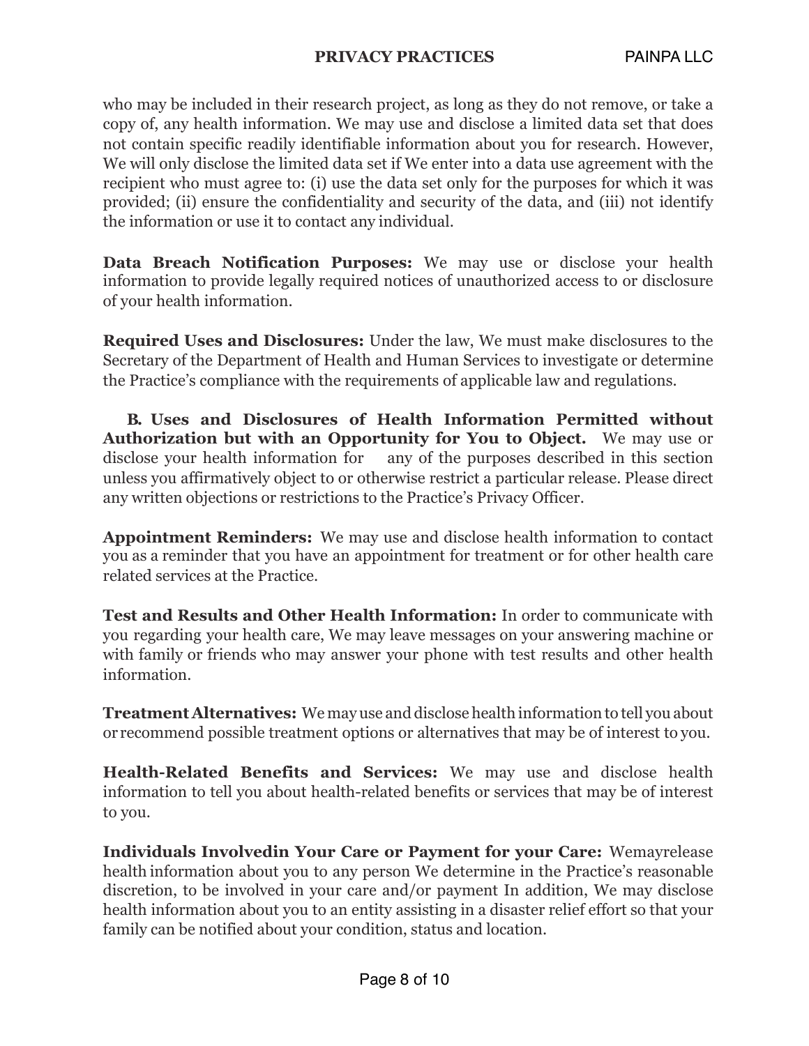who may be included in their research project, as long as they do not remove, or take a copy of, any health information. We may use and disclose a limited data set that does not contain specific readily identifiable information about you for research. However, We will only disclose the limited data set if We enter into a data use agreement with the recipient who must agree to: (i) use the data set only for the purposes for which it was provided; (ii) ensure the confidentiality and security of the data, and (iii) not identify the information or use it to contact any individual.

**Data Breach Notification Purposes:** We may use or disclose your health information to provide legally required notices of unauthorized access to or disclosure of your health information.

**Required Uses and Disclosures:** Under the law, We must make disclosures to the Secretary of the Department of Health and Human Services to investigate or determine the Practice's compliance with the requirements of applicable law and regulations.

**B. Uses and Disclosures of Health Information Permitted without Authorization but with an Opportunity for You to Object.** We may use or disclose your health information for any of the purposes described in this section unless you affirmatively object to or otherwise restrict a particular release. Please direct any written objections or restrictions to the Practice's Privacy Officer.

**Appointment Reminders:** We may use and disclose health information to contact you as a reminder that you have an appointment for treatment or for other health care related services at the Practice.

**Test and Results and Other Health Information:** In order to communicate with you regarding your health care, We may leave messages on your answering machine or with family or friends who may answer your phone with test results and other health information.

**Treatment Alternatives:** We may use and disclose health information to tell you about or recommend possible treatment options or alternatives that may be of interest to you.

**Health-Related Benefits and Services:** We may use and disclose health information to tell you about health-related benefits or services that may be of interest to you.

**Individuals Involvedin Your Care or Payment for your Care:** Wemayrelease health information about you to any person We determine in the Practice's reasonable discretion, to be involved in your care and/or payment In addition, We may disclose health information about you to an entity assisting in a disaster relief effort so that your family can be notified about your condition, status and location.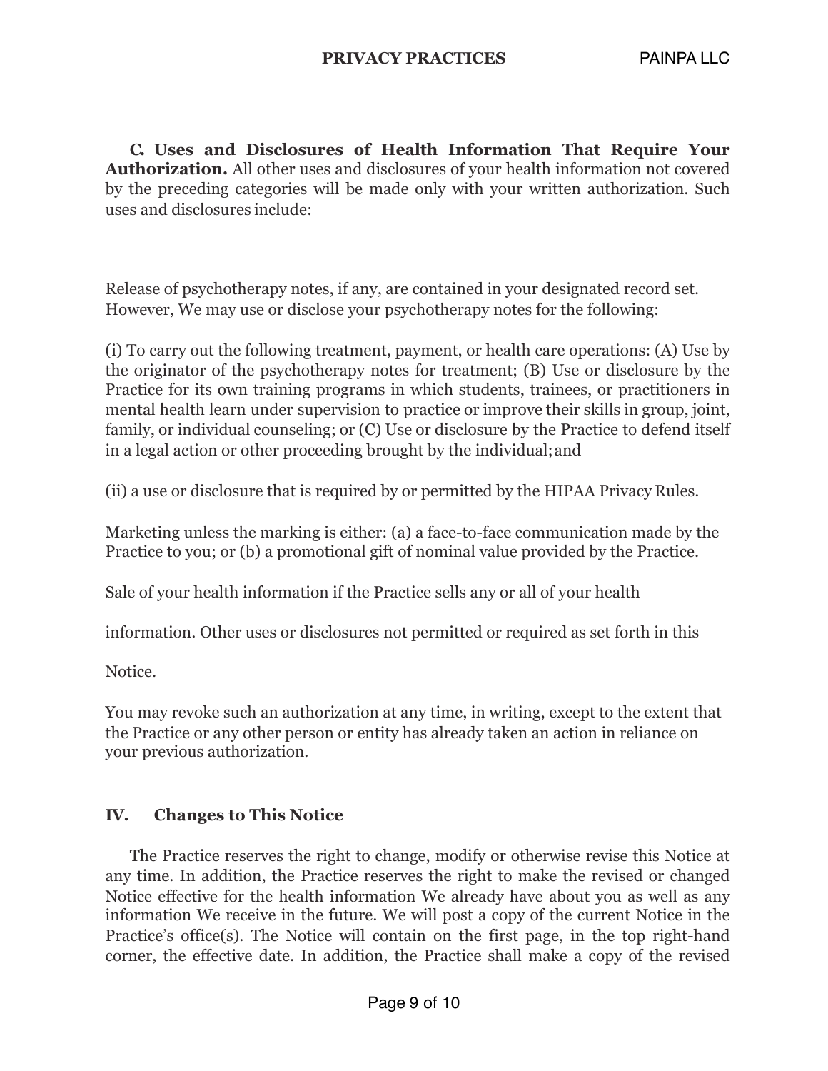**C. Uses and Disclosures of Health Information That Require Your Authorization.** All other uses and disclosures of your health information not covered by the preceding categories will be made only with your written authorization. Such uses and disclosures include:

Release of psychotherapy notes, if any, are contained in your designated record set. However, We may use or disclose your psychotherapy notes for the following:

(i) To carry out the following treatment, payment, or health care operations: (A) Use by the originator of the psychotherapy notes for treatment; (B) Use or disclosure by the Practice for its own training programs in which students, trainees, or practitioners in mental health learn under supervision to practice or improve their skills in group, joint, family, or individual counseling; or (C) Use or disclosure by the Practice to defend itself in a legal action or other proceeding brought by the individual; and

(ii) a use or disclosure that is required by or permitted by the HIPAA Privacy Rules.

Marketing unless the marking is either: (a) a face-to-face communication made by the Practice to you; or (b) a promotional gift of nominal value provided by the Practice.

Sale of your health information if the Practice sells any or all of your health

information. Other uses or disclosures not permitted or required as set forth in this

Notice.

You may revoke such an authorization at any time, in writing, except to the extent that the Practice or any other person or entity has already taken an action in reliance on your previous authorization.

## IV. Changes to This Notice

The Practice reserves the right to change, modify or otherwise revise this Notice at any time. In addition, the Practice reserves the right to make the revised or changed Notice effective for the health information We already have about you as well as any information We receive in the future. We will post a copy of the current Notice in the Practice's office(s). The Notice will contain on the first page, in the top right-hand corner, the effective date. In addition, the Practice shall make a copy of the revised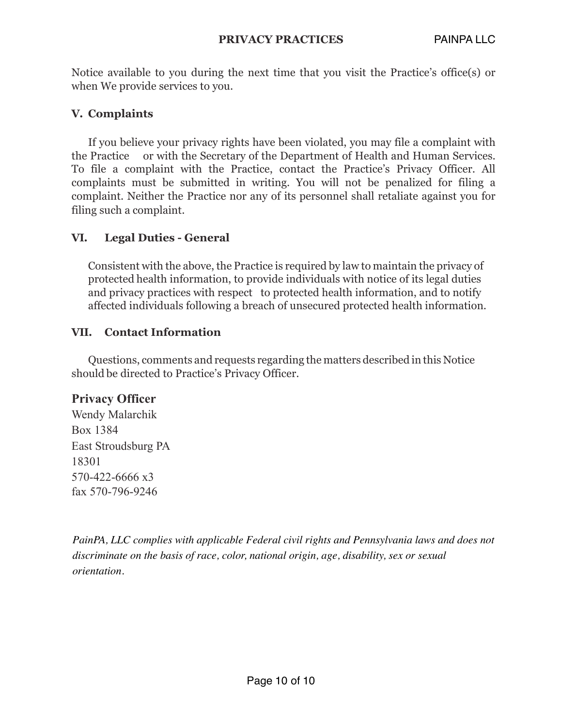Notice available to you during the next time that you visit the Practice's office(s) or when We provide services to you.

## V. Complaints

If you believe your privacy rights have been violated, you may file a complaint with the Practice or with the Secretary of the Department of Health and Human Services. To file a complaint with the Practice, contact the Practice's Privacy Officer. All complaints must be submitted in writing. You will not be penalized for filing a complaint. Neither the Practice nor any of its personnel shall retaliate against you for filing such a complaint.

## VI. Legal Duties - General

Consistent with the above, the Practice is required by law to maintain the privacy of protected health information, to provide individuals with notice of its legal duties and privacy practices with respect to protected health information, and to notify affected individuals following a breach of unsecured protected health information.

## VII. Contact Information

Questions, comments and requests regarding the matters described in this Notice should be directed to Practice's Privacy Officer.

### Privacy Officer

Wendy Malarchik
Box 1384
East Stroudsburg PA
18301
570-422-6666 x3
fax 570-796-9246

*PainPA, LLC complies with applicable Federal civil rights and Pennsylvania laws and does not discriminate on the basis of race, color, national origin, age, disability, sex or sexual orientation.*